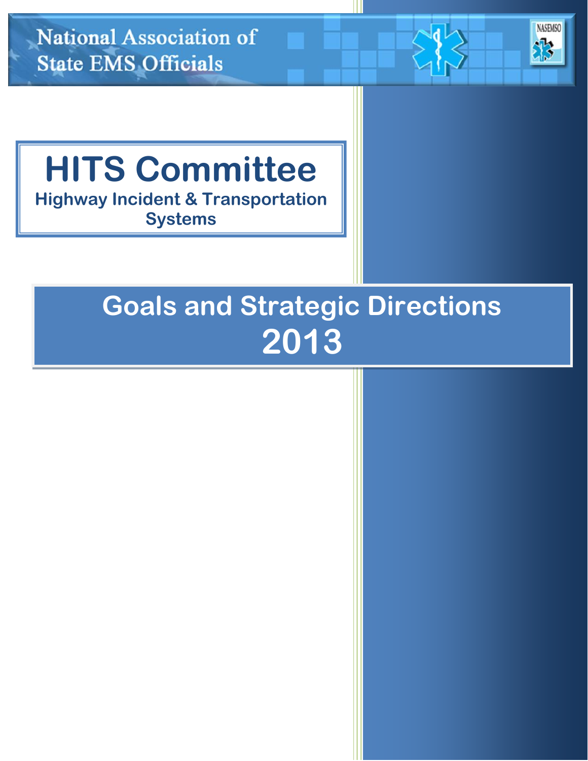National Association of State EMS Officials

# HITS Committee

## Highway Incident & Transportation Systems

# Goals and Strategic Directions 2013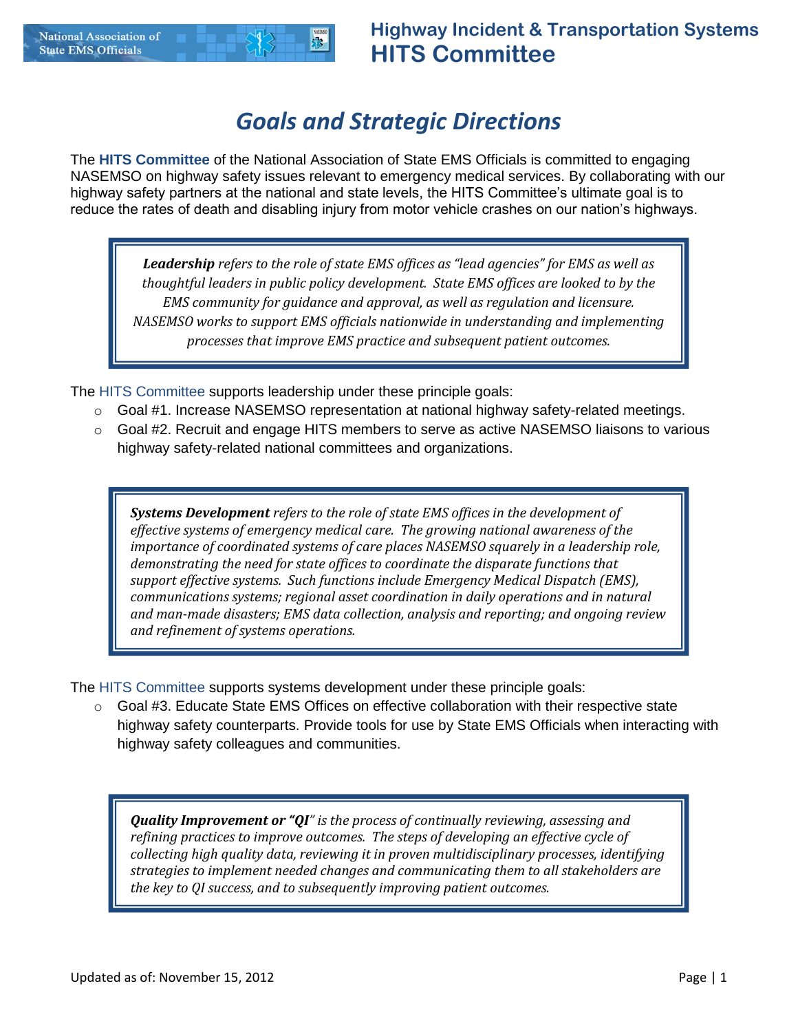# Goals and Strategic Directions

The **HITS Committee** of the National Association of State EMS Officials is committed to engaging NASEMSO on highway safety issues relevant to emergency medical services. By collaborating with our highway safety partners at the national and state levels, the HITS Committee's ultimate goal is to reduce the rates of death and disabling injury from motor vehicle crashes on our nation's highways.

> ***Leadership*** *refers to the role of state EMS offices as "lead agencies" for EMS as well as thoughtful leaders in public policy development. State EMS offices are looked to by the EMS community for guidance and approval, as well as regulation and licensure. NASEMSO works to support EMS officials nationwide in understanding and implementing processes that improve EMS practice and subsequent patient outcomes.*

The HITS Committee supports leadership under these principle goals:

- Goal #1. Increase NASEMSO representation at national highway safety-related meetings.
- Goal #2. Recruit and engage HITS members to serve as active NASEMSO liaisons to various highway safety-related national committees and organizations.

> ***Systems Development*** *refers to the role of state EMS offices in the development of effective systems of emergency medical care. The growing national awareness of the importance of coordinated systems of care places NASEMSO squarely in a leadership role, demonstrating the need for state offices to coordinate the disparate functions that support effective systems. Such functions include Emergency Medical Dispatch (EMS), communications systems; regional asset coordination in daily operations and in natural and man-made disasters; EMS data collection, analysis and reporting; and ongoing review and refinement of systems operations.*

The HITS Committee supports systems development under these principle goals:

- Goal #3. Educate State EMS Offices on effective collaboration with their respective state highway safety counterparts. Provide tools for use by State EMS Officials when interacting with highway safety colleagues and communities.

> ***Quality Improvement or "QI"*** *is the process of continually reviewing, assessing and refining practices to improve outcomes. The steps of developing an effective cycle of collecting high quality data, reviewing it in proven multidisciplinary processes, identifying strategies to implement needed changes and communicating them to all stakeholders are the key to QI success, and to subsequently improving patient outcomes.*

Updated as of: November 15, 2012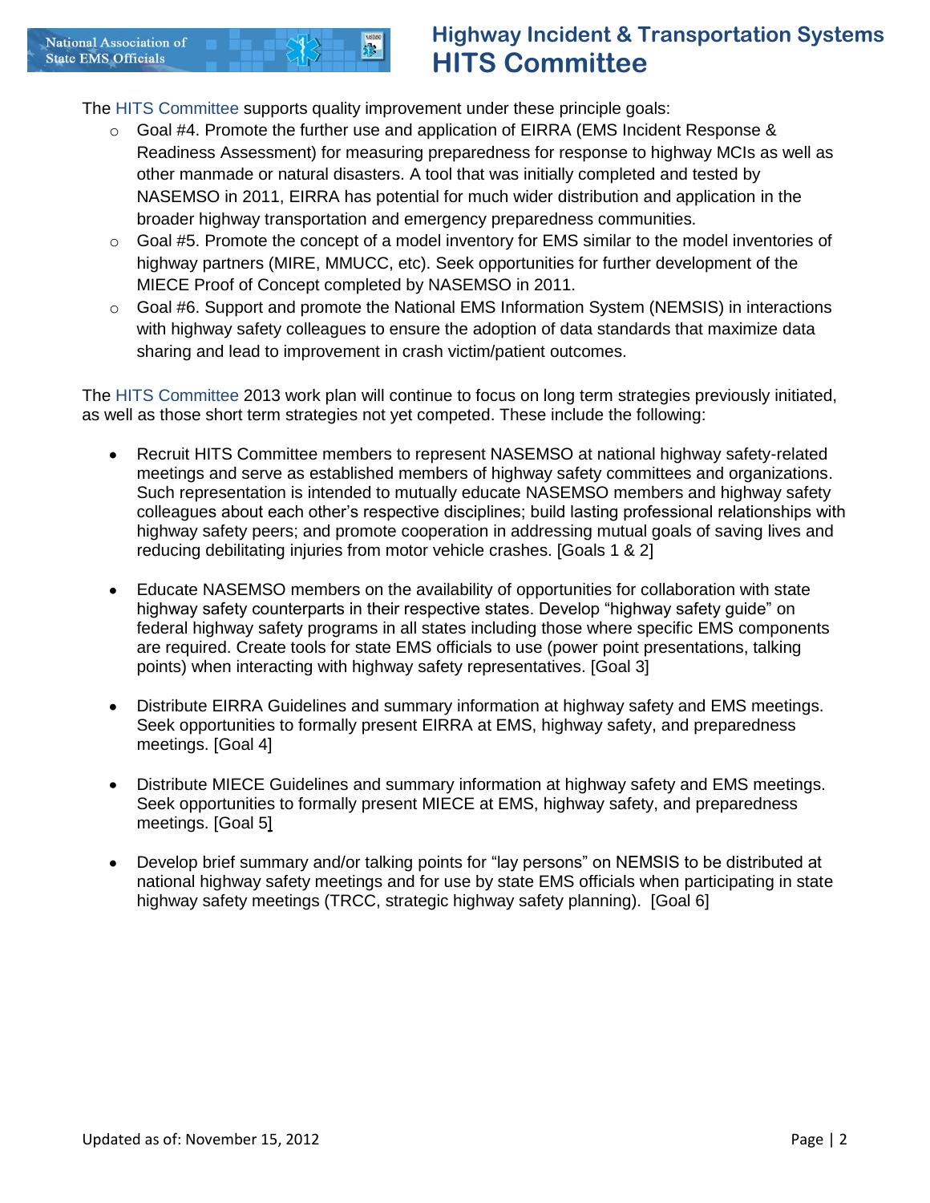The HITS Committee supports quality improvement under these principle goals:

- Goal #4. Promote the further use and application of EIRRA (EMS Incident Response & Readiness Assessment) for measuring preparedness for response to highway MCIs as well as other manmade or natural disasters. A tool that was initially completed and tested by NASEMSO in 2011, EIRRA has potential for much wider distribution and application in the broader highway transportation and emergency preparedness communities.
- Goal #5. Promote the concept of a model inventory for EMS similar to the model inventories of highway partners (MIRE, MMUCC, etc). Seek opportunities for further development of the MIECE Proof of Concept completed by NASEMSO in 2011.
- Goal #6. Support and promote the National EMS Information System (NEMSIS) in interactions with highway safety colleagues to ensure the adoption of data standards that maximize data sharing and lead to improvement in crash victim/patient outcomes.

The HITS Committee 2013 work plan will continue to focus on long term strategies previously initiated, as well as those short term strategies not yet competed. These include the following:

- Recruit HITS Committee members to represent NASEMSO at national highway safety-related meetings and serve as established members of highway safety committees and organizations. Such representation is intended to mutually educate NASEMSO members and highway safety colleagues about each other's respective disciplines; build lasting professional relationships with highway safety peers; and promote cooperation in addressing mutual goals of saving lives and reducing debilitating injuries from motor vehicle crashes. [Goals 1 & 2]

- Educate NASEMSO members on the availability of opportunities for collaboration with state highway safety counterparts in their respective states. Develop "highway safety guide" on federal highway safety programs in all states including those where specific EMS components are required. Create tools for state EMS officials to use (power point presentations, talking points) when interacting with highway safety representatives. [Goal 3]

- Distribute EIRRA Guidelines and summary information at highway safety and EMS meetings. Seek opportunities to formally present EIRRA at EMS, highway safety, and preparedness meetings. [Goal 4]

- Distribute MIECE Guidelines and summary information at highway safety and EMS meetings. Seek opportunities to formally present MIECE at EMS, highway safety, and preparedness meetings. [Goal 5]

- Develop brief summary and/or talking points for "lay persons" on NEMSIS to be distributed at national highway safety meetings and for use by state EMS officials when participating in state highway safety meetings (TRCC, strategic highway safety planning). [Goal 6]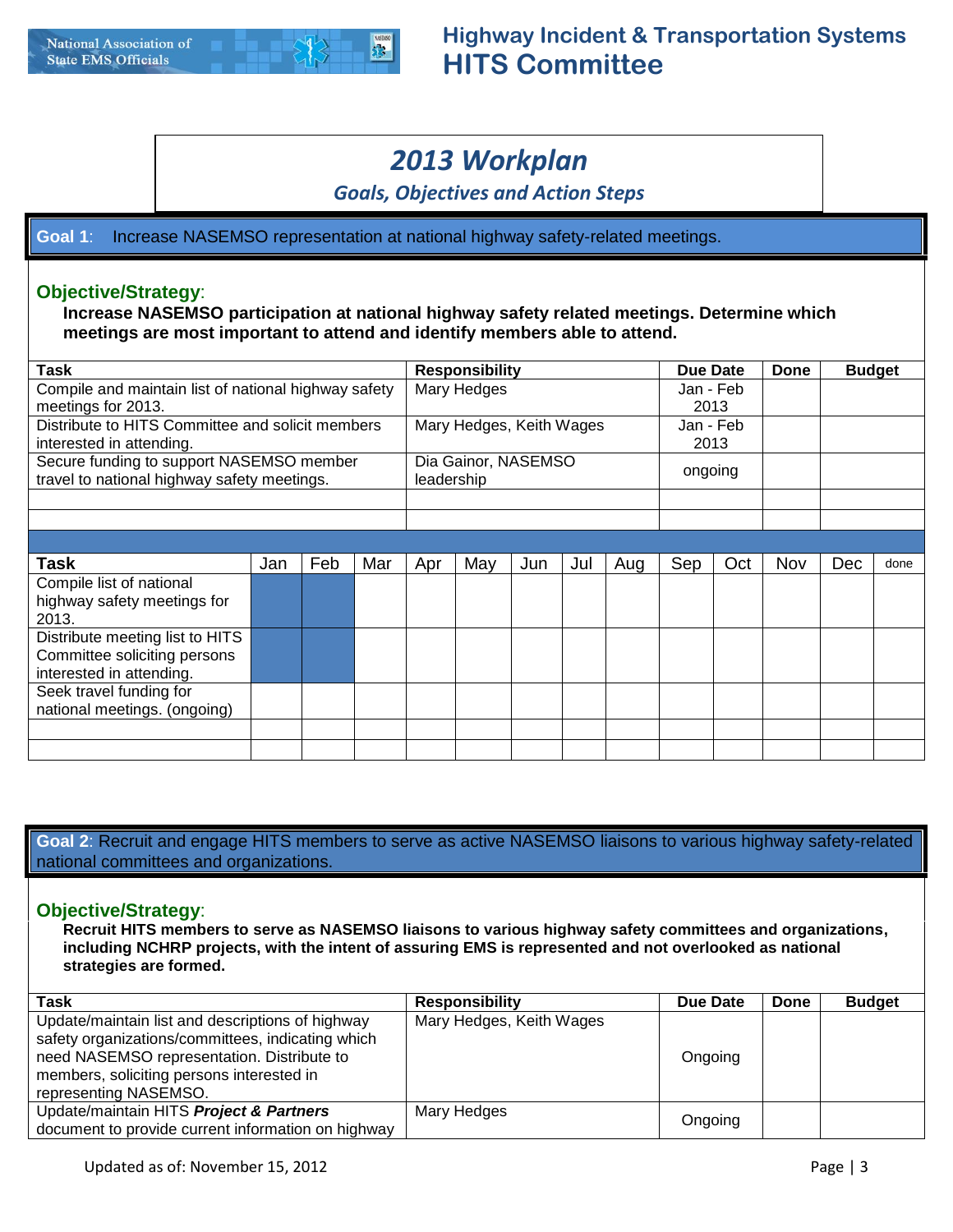# 2013 Workplan

*Goals, Objectives and Action Steps*

## Goal 1: Increase NASEMSO representation at national highway safety-related meetings.

**Objective/Strategy**:

**Increase NASEMSO participation at national highway safety related meetings. Determine which meetings are most important to attend and identify members able to attend.**

| Task | Responsibility | Due Date | Done | Budget |
|---|---|---|---|---|
| Compile and maintain list of national highway safety meetings for 2013. | Mary Hedges | Jan - Feb 2013 | | |
| Distribute to HITS Committee and solicit members interested in attending. | Mary Hedges, Keith Wages | Jan - Feb 2013 | | |
| Secure funding to support NASEMSO member travel to national highway safety meetings. | Dia Gainor, NASEMSO leadership | ongoing | | |
| | | | | |
| | | | | |

| Task | Jan | Feb | Mar | Apr | May | Jun | Jul | Aug | Sep | Oct | Nov | Dec | done |
|---|---|---|---|---|---|---|---|---|---|---|---|---|---|
| Compile list of national highway safety meetings for 2013. | ■ | ■ | | | | | | | | | | | |
| Distribute meeting list to HITS Committee soliciting persons interested in attending. | ■ | ■ | | | | | | | | | | | |
| Seek travel funding for national meetings. (ongoing) | | | | | | | | | | | | | |
| | | | | | | | | | | | | | |
| | | | | | | | | | | | | | |

## Goal 2: Recruit and engage HITS members to serve as active NASEMSO liaisons to various highway safety-related national committees and organizations.

**Objective/Strategy**:

**Recruit HITS members to serve as NASEMSO liaisons to various highway safety committees and organizations, including NCHRP projects, with the intent of assuring EMS is represented and not overlooked as national strategies are formed.**

| Task | Responsibility | Due Date | Done | Budget |
|---|---|---|---|---|
| Update/maintain list and descriptions of highway safety organizations/committees, indicating which need NASEMSO representation. Distribute to members, soliciting persons interested in representing NASEMSO. | Mary Hedges, Keith Wages | Ongoing | | |
| Update/maintain HITS ***Project & Partners*** document to provide current information on highway | Mary Hedges | Ongoing | | |

Updated as of: November 15, 2012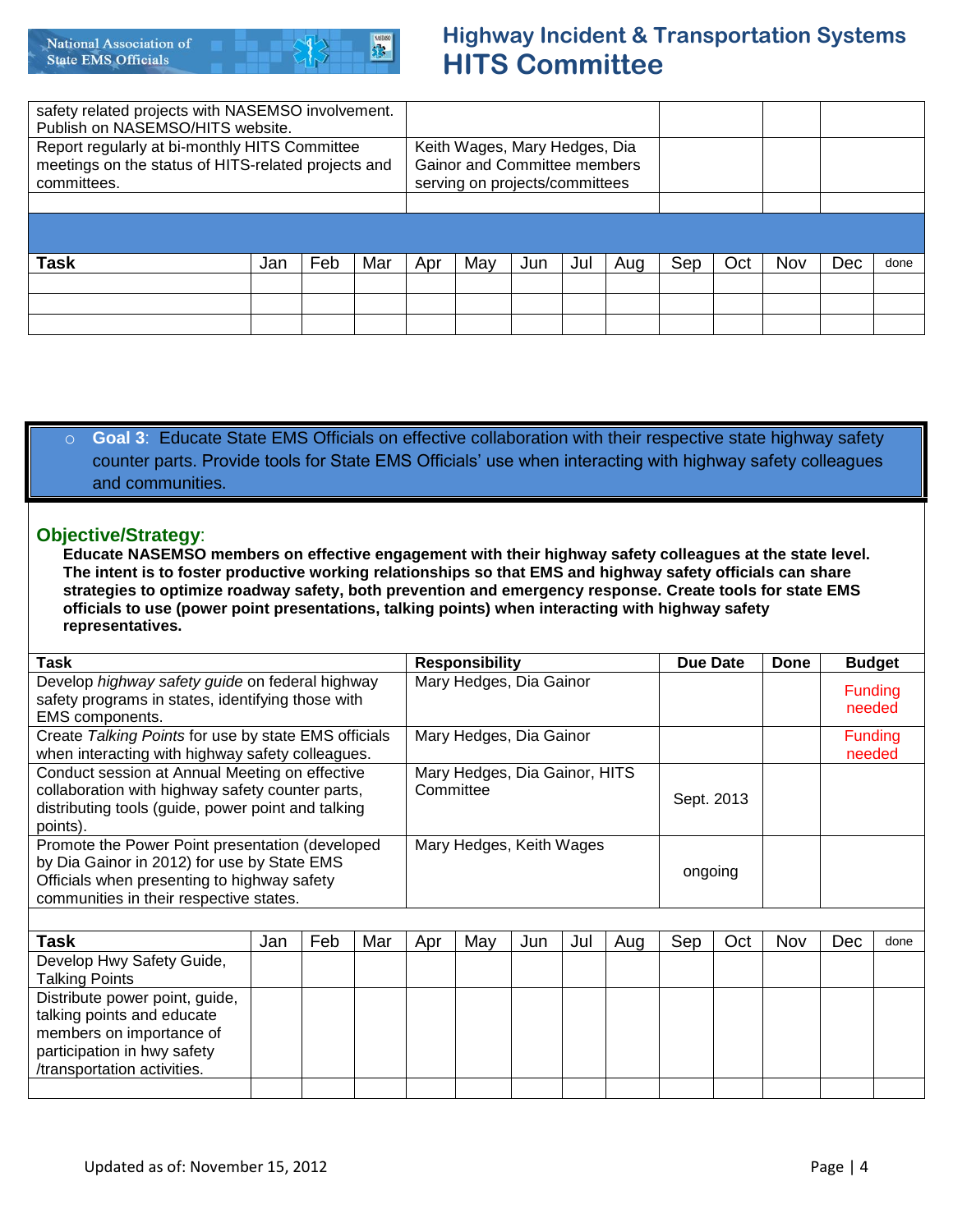| | | | | |
|---|---|---|---|---|
| safety related projects with NASEMSO involvement. Publish on NASEMSO/HITS website. | | | | |
| Report regularly at bi-monthly HITS Committee meetings on the status of HITS-related projects and committees. | Keith Wages, Mary Hedges, Dia Gainor and Committee members serving on projects/committees | | | |
| | | | | |

| Task | Jan | Feb | Mar | Apr | May | Jun | Jul | Aug | Sep | Oct | Nov | Dec | done |
|---|---|---|---|---|---|---|---|---|---|---|---|---|---|
| | | | | | | | | | | | | | |
| | | | | | | | | | | | | | |
| | | | | | | | | | | | | | |

- **Goal 3**: Educate State EMS Officials on effective collaboration with their respective state highway safety counter parts. Provide tools for State EMS Officials' use when interacting with highway safety colleagues and communities.

### Objective/Strategy:

**Educate NASEMSO members on effective engagement with their highway safety colleagues at the state level. The intent is to foster productive working relationships so that EMS and highway safety officials can share strategies to optimize roadway safety, both prevention and emergency response. Create tools for state EMS officials to use (power point presentations, talking points) when interacting with highway safety representatives.**

| Task | Responsibility | Due Date | Done | Budget |
|---|---|---|---|---|
| Develop *highway safety guide* on federal highway safety programs in states, identifying those with EMS components. | Mary Hedges, Dia Gainor | | | Funding needed |
| Create *Talking Points* for use by state EMS officials when interacting with highway safety colleagues. | Mary Hedges, Dia Gainor | | | Funding needed |
| Conduct session at Annual Meeting on effective collaboration with highway safety counter parts, distributing tools (guide, power point and talking points). | Mary Hedges, Dia Gainor, HITS Committee | Sept. 2013 | | |
| Promote the Power Point presentation (developed by Dia Gainor in 2012) for use by State EMS Officials when presenting to highway safety communities in their respective states. | Mary Hedges, Keith Wages | ongoing | | |

| Task | Jan | Feb | Mar | Apr | May | Jun | Jul | Aug | Sep | Oct | Nov | Dec | done |
|---|---|---|---|---|---|---|---|---|---|---|---|---|---|
| Develop Hwy Safety Guide, Talking Points | | | | | | | | | | | | | |
| Distribute power point, guide, talking points and educate members on importance of participation in hwy safety /transportation activities. | | | | | | | | | | | | | |
| | | | | | | | | | | | | | |

Updated as of: November 15, 2012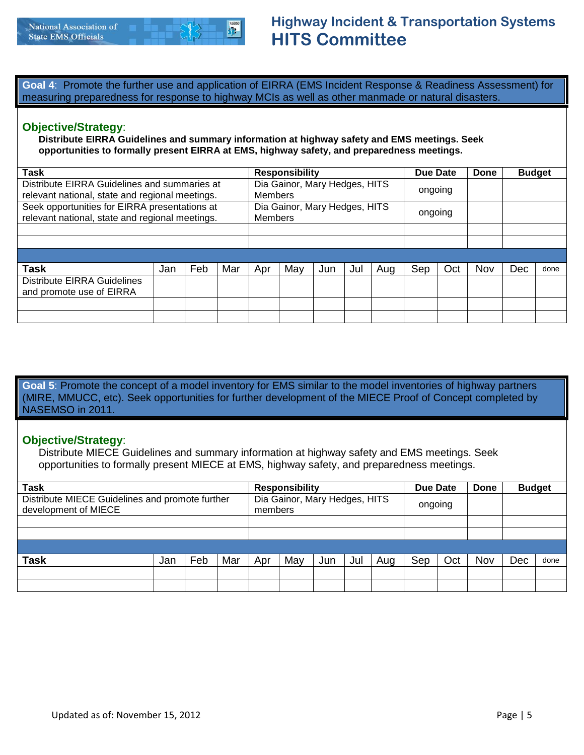**Goal 4**: Promote the further use and application of EIRRA (EMS Incident Response & Readiness Assessment) for measuring preparedness for response to highway MCIs as well as other manmade or natural disasters.

### Objective/Strategy:

**Distribute EIRRA Guidelines and summary information at highway safety and EMS meetings. Seek opportunities to formally present EIRRA at EMS, highway safety, and preparedness meetings.**

| Task | Responsibility | Due Date | Done | Budget |
|---|---|---|---|---|
| Distribute EIRRA Guidelines and summaries at relevant national, state and regional meetings. | Dia Gainor, Mary Hedges, HITS Members | ongoing | | |
| Seek opportunities for EIRRA presentations at relevant national, state and regional meetings. | Dia Gainor, Mary Hedges, HITS Members | ongoing | | |
| | | | | |
| | | | | |

| Task | Jan | Feb | Mar | Apr | May | Jun | Jul | Aug | Sep | Oct | Nov | Dec | done |
|---|---|---|---|---|---|---|---|---|---|---|---|---|---|
| Distribute EIRRA Guidelines and promote use of EIRRA | | | | | | | | | | | | | |
| | | | | | | | | | | | | | |
| | | | | | | | | | | | | | |

**Goal 5**: Promote the concept of a model inventory for EMS similar to the model inventories of highway partners (MIRE, MMUCC, etc). Seek opportunities for further development of the MIECE Proof of Concept completed by NASEMSO in 2011.

### Objective/Strategy:

Distribute MIECE Guidelines and summary information at highway safety and EMS meetings. Seek opportunities to formally present MIECE at EMS, highway safety, and preparedness meetings.

| Task | Responsibility | Due Date | Done | Budget |
|---|---|---|---|---|
| Distribute MIECE Guidelines and promote further development of MIECE | Dia Gainor, Mary Hedges, HITS members | ongoing | | |
| | | | | |
| | | | | |

| Task | Jan | Feb | Mar | Apr | May | Jun | Jul | Aug | Sep | Oct | Nov | Dec | done |
|---|---|---|---|---|---|---|---|---|---|---|---|---|---|
| | | | | | | | | | | | | | |
| | | | | | | | | | | | | | |

Updated as of: November 15, 2012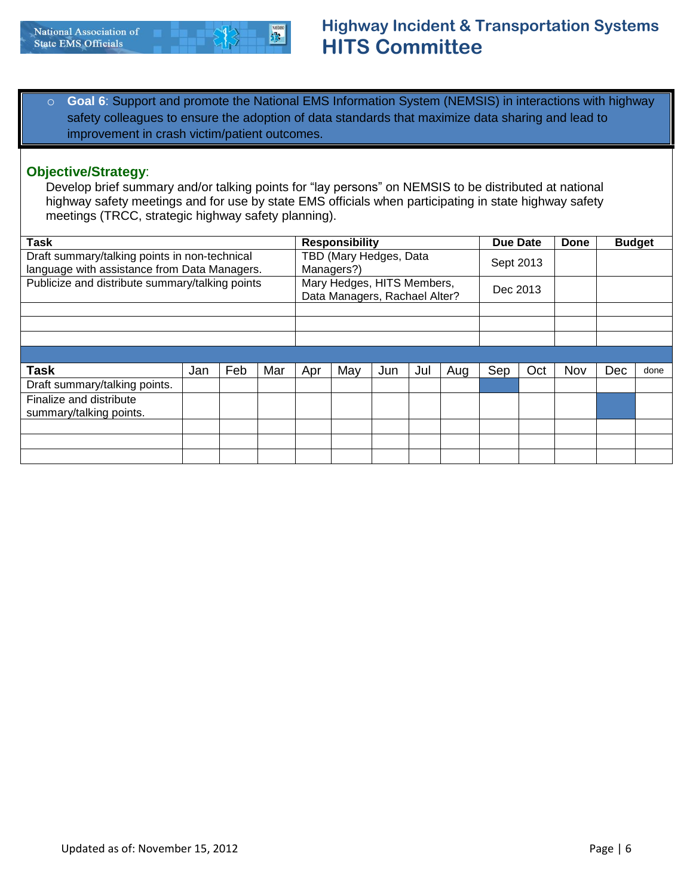- **Goal 6**: Support and promote the National EMS Information System (NEMSIS) in interactions with highway safety colleagues to ensure the adoption of data standards that maximize data sharing and lead to improvement in crash victim/patient outcomes.

**Objective/Strategy**:

Develop brief summary and/or talking points for "lay persons" on NEMSIS to be distributed at national highway safety meetings and for use by state EMS officials when participating in state highway safety meetings (TRCC, strategic highway safety planning).

| Task | Responsibility | Due Date | Done | Budget |
|---|---|---|---|---|
| Draft summary/talking points in non-technical language with assistance from Data Managers. | TBD (Mary Hedges, Data Managers?) | Sept 2013 | | |
| Publicize and distribute summary/talking points | Mary Hedges, HITS Members, Data Managers, Rachael Alter? | Dec 2013 | | |
| | | | | |
| | | | | |
| | | | | |

| Task | Jan | Feb | Mar | Apr | May | Jun | Jul | Aug | Sep | Oct | Nov | Dec | done |
|---|---|---|---|---|---|---|---|---|---|---|---|---|---|
| Draft summary/talking points. | | | | | | | | | | | | | |
| Finalize and distribute summary/talking points. | | | | | | | | | | | | | |
| | | | | | | | | | | | | | |
| | | | | | | | | | | | | | |
| | | | | | | | | | | | | | |

Updated as of: November 15, 2012